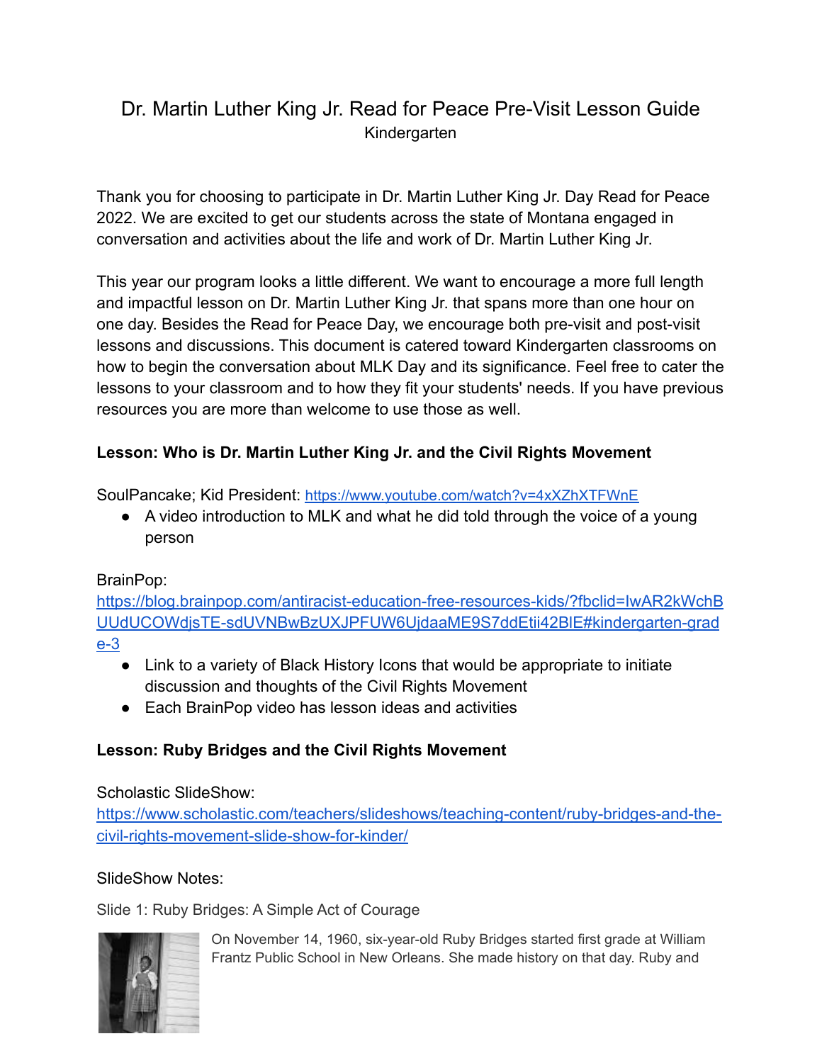# Dr. Martin Luther King Jr. Read for Peace Pre-Visit Lesson Guide

Kindergarten

Thank you for choosing to participate in Dr. Martin Luther King Jr. Day Read for Peace 2022. We are excited to get our students across the state of Montana engaged in conversation and activities about the life and work of Dr. Martin Luther King Jr.

This year our program looks a little different. We want to encourage a more full length and impactful lesson on Dr. Martin Luther King Jr. that spans more than one hour on one day. Besides the Read for Peace Day, we encourage both pre-visit and post-visit lessons and discussions. This document is catered toward Kindergarten classrooms on how to begin the conversation about MLK Day and its significance. Feel free to cater the lessons to your classroom and to how they fit your students' needs. If you have previous resources you are more than welcome to use those as well.

**Lesson: Who is Dr. Martin Luther King Jr. and the Civil Rights Movement**

SoulPancake; Kid President: https://www.youtube.com/watch?v=4xXZhXTFWnE

- A video introduction to MLK and what he did told through the voice of a young person

BrainPop:
https://blog.brainpop.com/antiracist-education-free-resources-kids/?fbclid=IwAR2kWchBUUdUCOWdjsTE-sdUVNBwBzUXJPFUW6UjdaaME9S7ddEtii42BlE#kindergarten-grade-3

- Link to a variety of Black History Icons that would be appropriate to initiate discussion and thoughts of the Civil Rights Movement
- Each BrainPop video has lesson ideas and activities

**Lesson: Ruby Bridges and the Civil Rights Movement**

Scholastic SlideShow:
https://www.scholastic.com/teachers/slideshows/teaching-content/ruby-bridges-and-the-civil-rights-movement-slide-show-for-kinder/

SlideShow Notes:

Slide 1: Ruby Bridges: A Simple Act of Courage

On November 14, 1960, six-year-old Ruby Bridges started first grade at William Frantz Public School in New Orleans. She made history on that day. Ruby and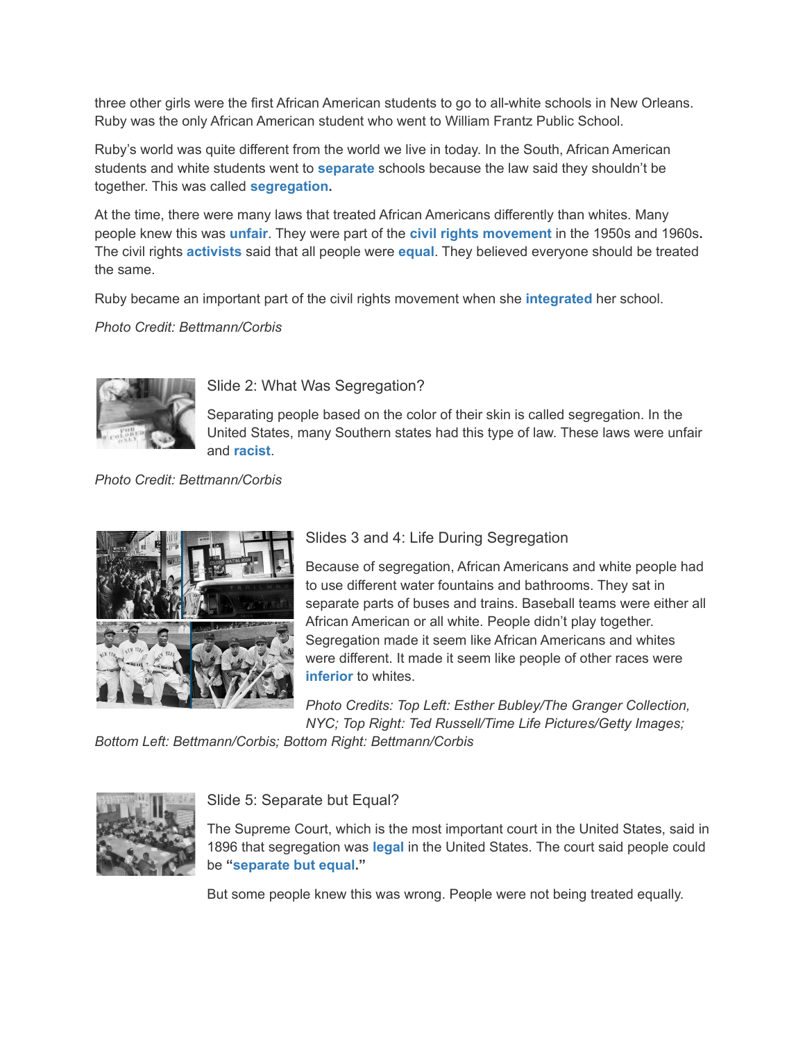three other girls were the first African American students to go to all-white schools in New Orleans. Ruby was the only African American student who went to William Frantz Public School.

Ruby's world was quite different from the world we live in today. In the South, African American students and white students went to **separate** schools because the law said they shouldn't be together. This was called **segregation.**

At the time, there were many laws that treated African Americans differently than whites. Many people knew this was **unfair**. They were part of the **civil rights movement** in the 1950s and 1960s**.** The civil rights **activists** said that all people were **equal**. They believed everyone should be treated the same.

Ruby became an important part of the civil rights movement when she **integrated** her school.

*Photo Credit: Bettmann/Corbis*

Slide 2: What Was Segregation?

Separating people based on the color of their skin is called segregation. In the United States, many Southern states had this type of law. These laws were unfair and **racist**.

*Photo Credit: Bettmann/Corbis*

Slides 3 and 4: Life During Segregation

Because of segregation, African Americans and white people had to use different water fountains and bathrooms. They sat in separate parts of buses and trains. Baseball teams were either all African American or all white. People didn't play together. Segregation made it seem like African Americans and whites were different. It made it seem like people of other races were **inferior** to whites.

*Photo Credits: Top Left: Esther Bubley/The Granger Collection, NYC; Top Right: Ted Russell/Time Life Pictures/Getty Images; Bottom Left: Bettmann/Corbis; Bottom Right: Bettmann/Corbis*

Slide 5: Separate but Equal?

The Supreme Court, which is the most important court in the United States, said in 1896 that segregation was **legal** in the United States. The court said people could be **"separate but equal."**

But some people knew this was wrong. People were not being treated equally.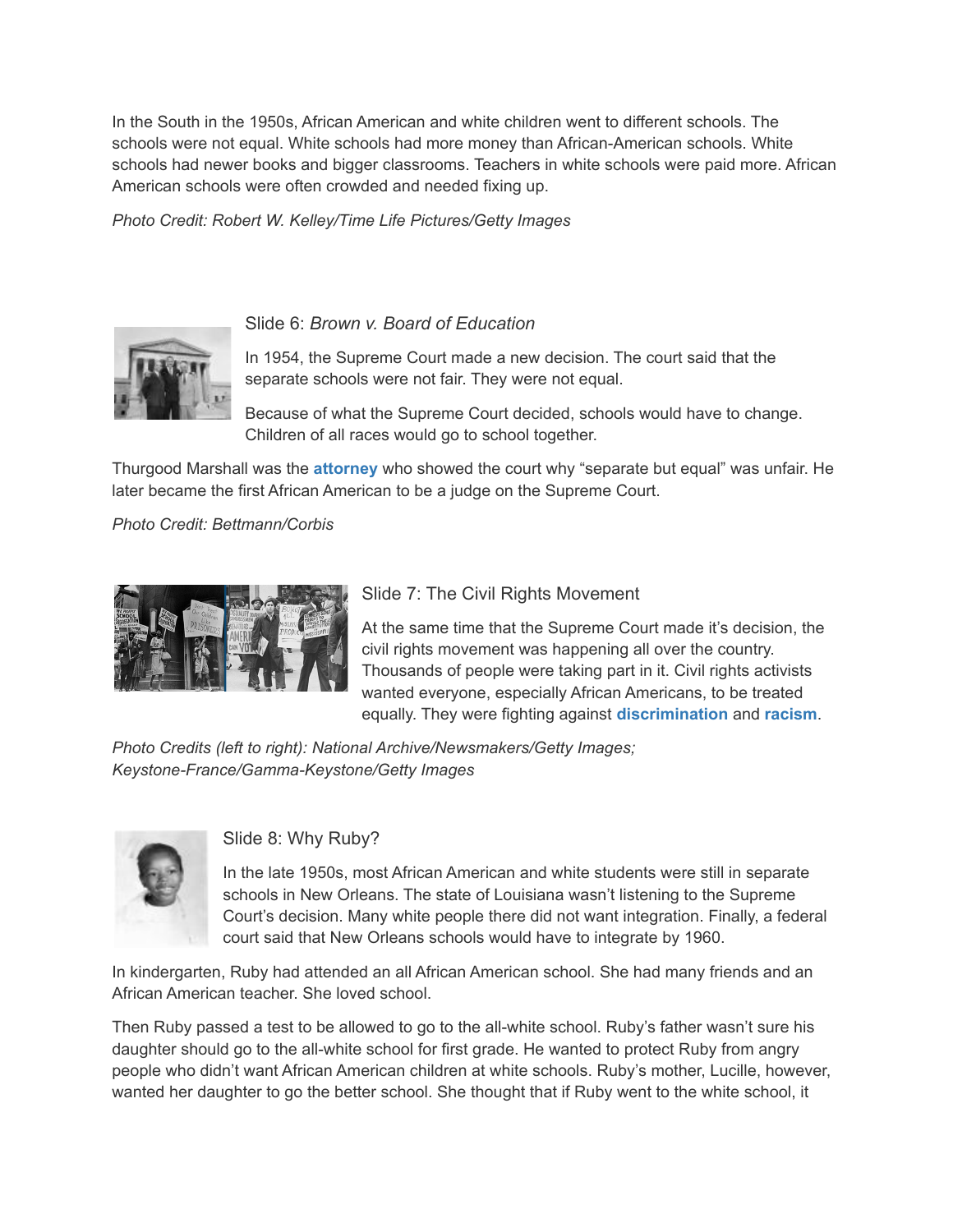In the South in the 1950s, African American and white children went to different schools. The schools were not equal. White schools had more money than African-American schools. White schools had newer books and bigger classrooms. Teachers in white schools were paid more. African American schools were often crowded and needed fixing up.

*Photo Credit: Robert W. Kelley/Time Life Pictures/Getty Images*

Slide 6: *Brown v. Board of Education*

In 1954, the Supreme Court made a new decision. The court said that the separate schools were not fair. They were not equal.

Because of what the Supreme Court decided, schools would have to change. Children of all races would go to school together.

Thurgood Marshall was the **attorney** who showed the court why "separate but equal" was unfair. He later became the first African American to be a judge on the Supreme Court.

*Photo Credit: Bettmann/Corbis*

Slide 7: The Civil Rights Movement

At the same time that the Supreme Court made it's decision, the civil rights movement was happening all over the country. Thousands of people were taking part in it. Civil rights activists wanted everyone, especially African Americans, to be treated equally. They were fighting against **discrimination** and **racism**.

*Photo Credits (left to right): National Archive/Newsmakers/Getty Images; Keystone-France/Gamma-Keystone/Getty Images*

Slide 8: Why Ruby?

In the late 1950s, most African American and white students were still in separate schools in New Orleans. The state of Louisiana wasn't listening to the Supreme Court's decision. Many white people there did not want integration. Finally, a federal court said that New Orleans schools would have to integrate by 1960.

In kindergarten, Ruby had attended an all African American school. She had many friends and an African American teacher. She loved school.

Then Ruby passed a test to be allowed to go to the all-white school. Ruby's father wasn't sure his daughter should go to the all-white school for first grade. He wanted to protect Ruby from angry people who didn't want African American children at white schools. Ruby's mother, Lucille, however, wanted her daughter to go the better school. She thought that if Ruby went to the white school, it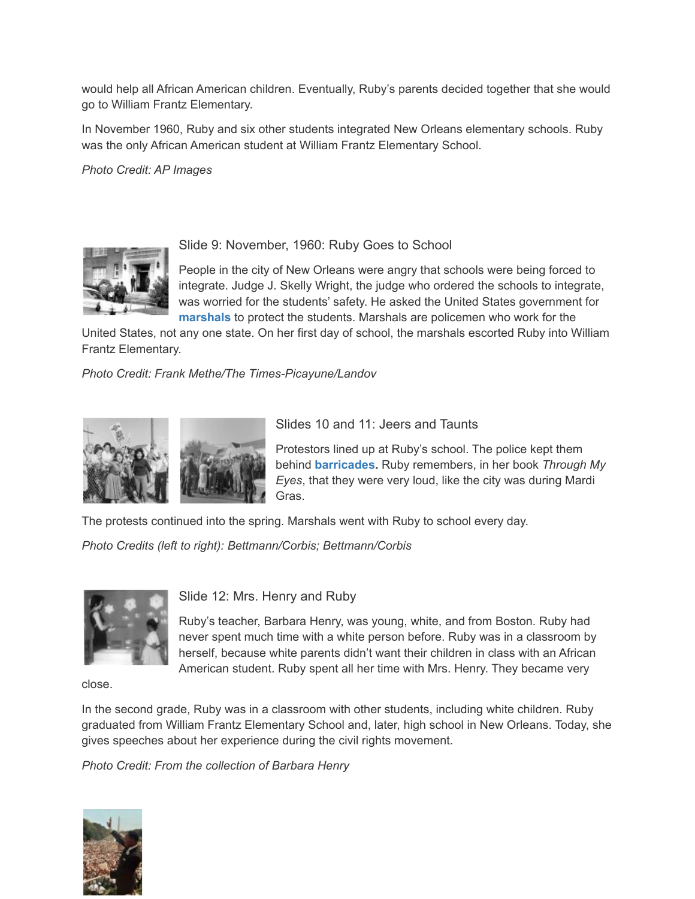would help all African American children. Eventually, Ruby's parents decided together that she would go to William Frantz Elementary.

In November 1960, Ruby and six other students integrated New Orleans elementary schools. Ruby was the only African American student at William Frantz Elementary School.

*Photo Credit: AP Images*

### Slide 9: November, 1960: Ruby Goes to School

People in the city of New Orleans were angry that schools were being forced to integrate. Judge J. Skelly Wright, the judge who ordered the schools to integrate, was worried for the students' safety. He asked the United States government for **marshals** to protect the students. Marshals are policemen who work for the United States, not any one state. On her first day of school, the marshals escorted Ruby into William Frantz Elementary.

*Photo Credit: Frank Methe/The Times-Picayune/Landov*

### Slides 10 and 11: Jeers and Taunts

Protestors lined up at Ruby's school. The police kept them behind **barricades.** Ruby remembers, in her book *Through My Eyes*, that they were very loud, like the city was during Mardi Gras.

The protests continued into the spring. Marshals went with Ruby to school every day.

*Photo Credits (left to right): Bettmann/Corbis; Bettmann/Corbis*

### Slide 12: Mrs. Henry and Ruby

Ruby's teacher, Barbara Henry, was young, white, and from Boston. Ruby had never spent much time with a white person before. Ruby was in a classroom by herself, because white parents didn't want their children in class with an African American student. Ruby spent all her time with Mrs. Henry. They became very close.

In the second grade, Ruby was in a classroom with other students, including white children. Ruby graduated from William Frantz Elementary School and, later, high school in New Orleans. Today, she gives speeches about her experience during the civil rights movement.

*Photo Credit: From the collection of Barbara Henry*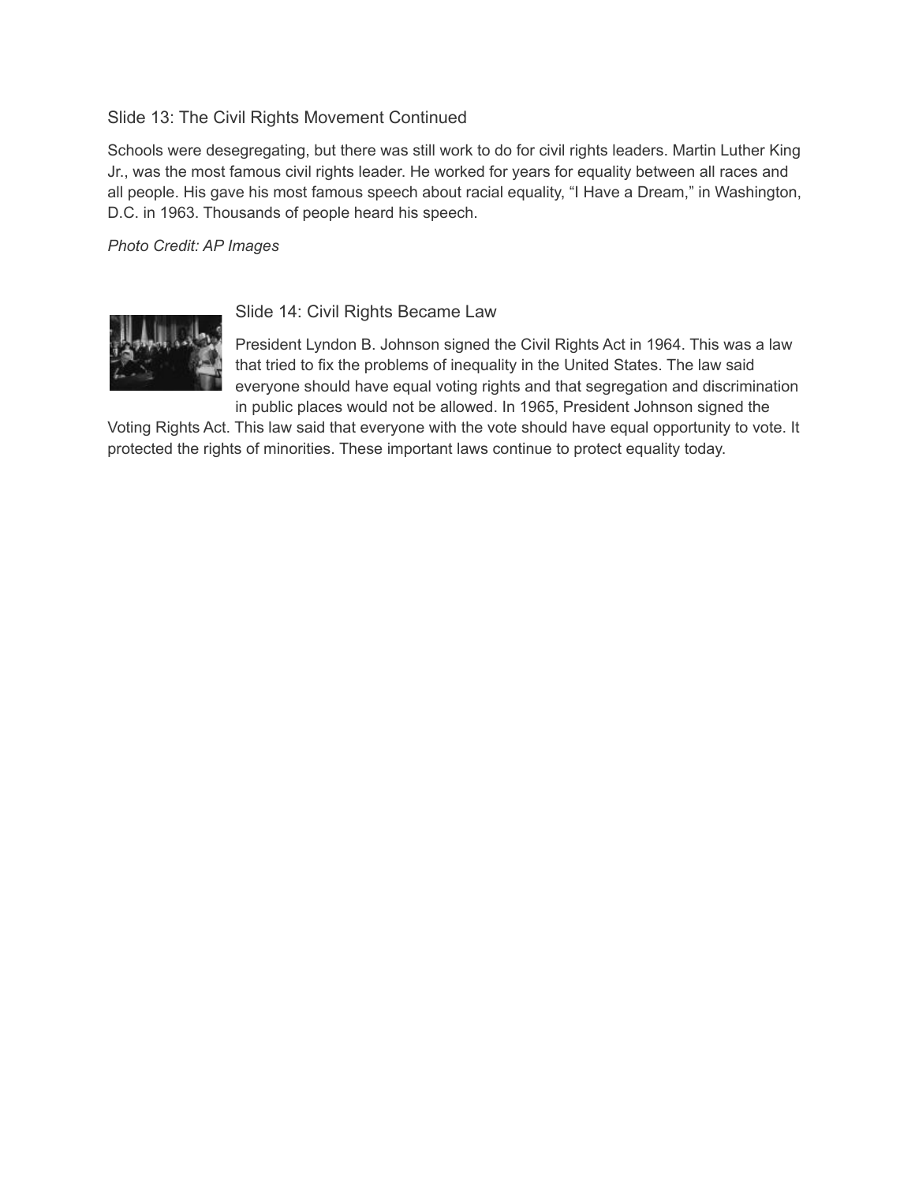## Slide 13: The Civil Rights Movement Continued

Schools were desegregating, but there was still work to do for civil rights leaders. Martin Luther King Jr., was the most famous civil rights leader. He worked for years for equality between all races and all people. His gave his most famous speech about racial equality, “I Have a Dream,” in Washington, D.C. in 1963. Thousands of people heard his speech.

*Photo Credit: AP Images*

## Slide 14: Civil Rights Became Law

President Lyndon B. Johnson signed the Civil Rights Act in 1964. This was a law that tried to fix the problems of inequality in the United States. The law said everyone should have equal voting rights and that segregation and discrimination in public places would not be allowed. In 1965, President Johnson signed the Voting Rights Act. This law said that everyone with the vote should have equal opportunity to vote. It protected the rights of minorities. These important laws continue to protect equality today.